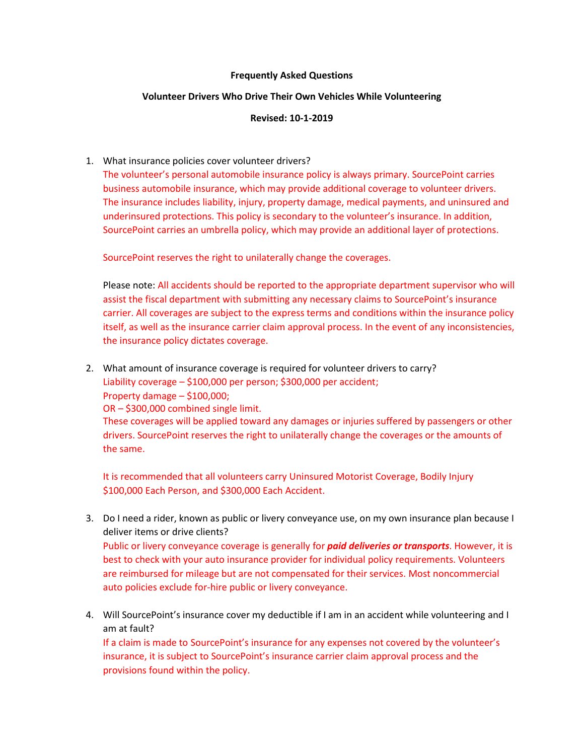**Frequently Asked Questions**

**Volunteer Drivers Who Drive Their Own Vehicles While Volunteering**

**Revised: 10-1-2019**

1. What insurance policies cover volunteer drivers?

   The volunteer's personal automobile insurance policy is always primary. SourcePoint carries business automobile insurance, which may provide additional coverage to volunteer drivers. The insurance includes liability, injury, property damage, medical payments, and uninsured and underinsured protections. This policy is secondary to the volunteer's insurance. In addition, SourcePoint carries an umbrella policy, which may provide an additional layer of protections.

   SourcePoint reserves the right to unilaterally change the coverages.

   Please note: All accidents should be reported to the appropriate department supervisor who will assist the fiscal department with submitting any necessary claims to SourcePoint's insurance carrier. All coverages are subject to the express terms and conditions within the insurance policy itself, as well as the insurance carrier claim approval process. In the event of any inconsistencies, the insurance policy dictates coverage.

2. What amount of insurance coverage is required for volunteer drivers to carry?

   Liability coverage – $100,000 per person; $300,000 per accident;
   Property damage – $100,000;
   OR – $300,000 combined single limit.
   These coverages will be applied toward any damages or injuries suffered by passengers or other drivers. SourcePoint reserves the right to unilaterally change the coverages or the amounts of the same.

   It is recommended that all volunteers carry Uninsured Motorist Coverage, Bodily Injury $100,000 Each Person, and $300,000 Each Accident.

3. Do I need a rider, known as public or livery conveyance use, on my own insurance plan because I deliver items or drive clients?

   Public or livery conveyance coverage is generally for ***paid deliveries or transports***. However, it is best to check with your auto insurance provider for individual policy requirements. Volunteers are reimbursed for mileage but are not compensated for their services. Most noncommercial auto policies exclude for-hire public or livery conveyance.

4. Will SourcePoint's insurance cover my deductible if I am in an accident while volunteering and I am at fault?

   If a claim is made to SourcePoint's insurance for any expenses not covered by the volunteer's insurance, it is subject to SourcePoint's insurance carrier claim approval process and the provisions found within the policy.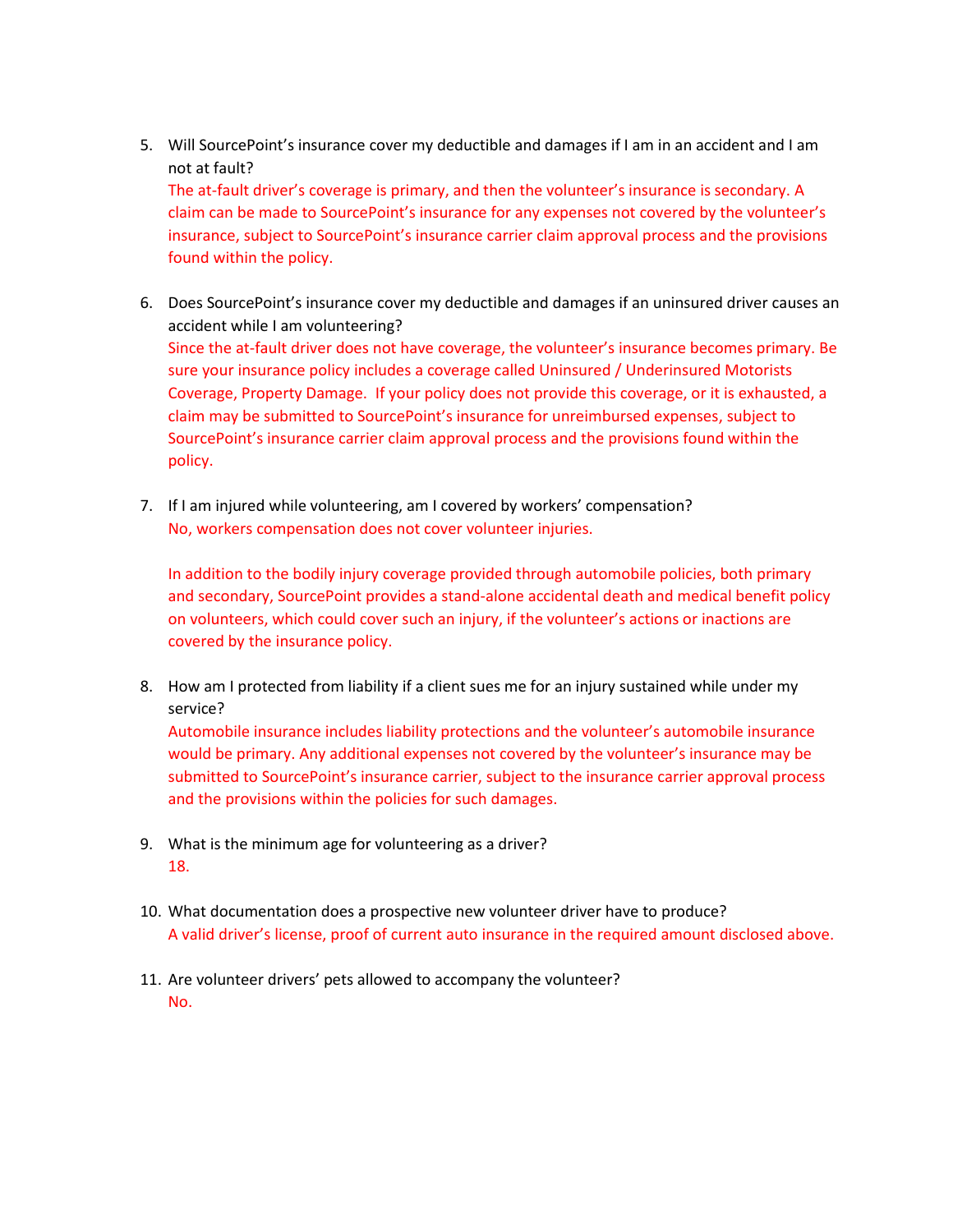5. Will SourcePoint's insurance cover my deductible and damages if I am in an accident and I am not at fault?
   The at-fault driver's coverage is primary, and then the volunteer's insurance is secondary. A claim can be made to SourcePoint's insurance for any expenses not covered by the volunteer's insurance, subject to SourcePoint's insurance carrier claim approval process and the provisions found within the policy.

6. Does SourcePoint's insurance cover my deductible and damages if an uninsured driver causes an accident while I am volunteering?
   Since the at-fault driver does not have coverage, the volunteer's insurance becomes primary. Be sure your insurance policy includes a coverage called Uninsured / Underinsured Motorists Coverage, Property Damage. If your policy does not provide this coverage, or it is exhausted, a claim may be submitted to SourcePoint's insurance for unreimbursed expenses, subject to SourcePoint's insurance carrier claim approval process and the provisions found within the policy.

7. If I am injured while volunteering, am I covered by workers' compensation?
   No, workers compensation does not cover volunteer injuries.

   In addition to the bodily injury coverage provided through automobile policies, both primary and secondary, SourcePoint provides a stand-alone accidental death and medical benefit policy on volunteers, which could cover such an injury, if the volunteer's actions or inactions are covered by the insurance policy.

8. How am I protected from liability if a client sues me for an injury sustained while under my service?
   Automobile insurance includes liability protections and the volunteer's automobile insurance would be primary. Any additional expenses not covered by the volunteer's insurance may be submitted to SourcePoint's insurance carrier, subject to the insurance carrier approval process and the provisions within the policies for such damages.

9. What is the minimum age for volunteering as a driver?
   18.

10. What documentation does a prospective new volunteer driver have to produce?
    A valid driver's license, proof of current auto insurance in the required amount disclosed above.

11. Are volunteer drivers' pets allowed to accompany the volunteer?
    No.